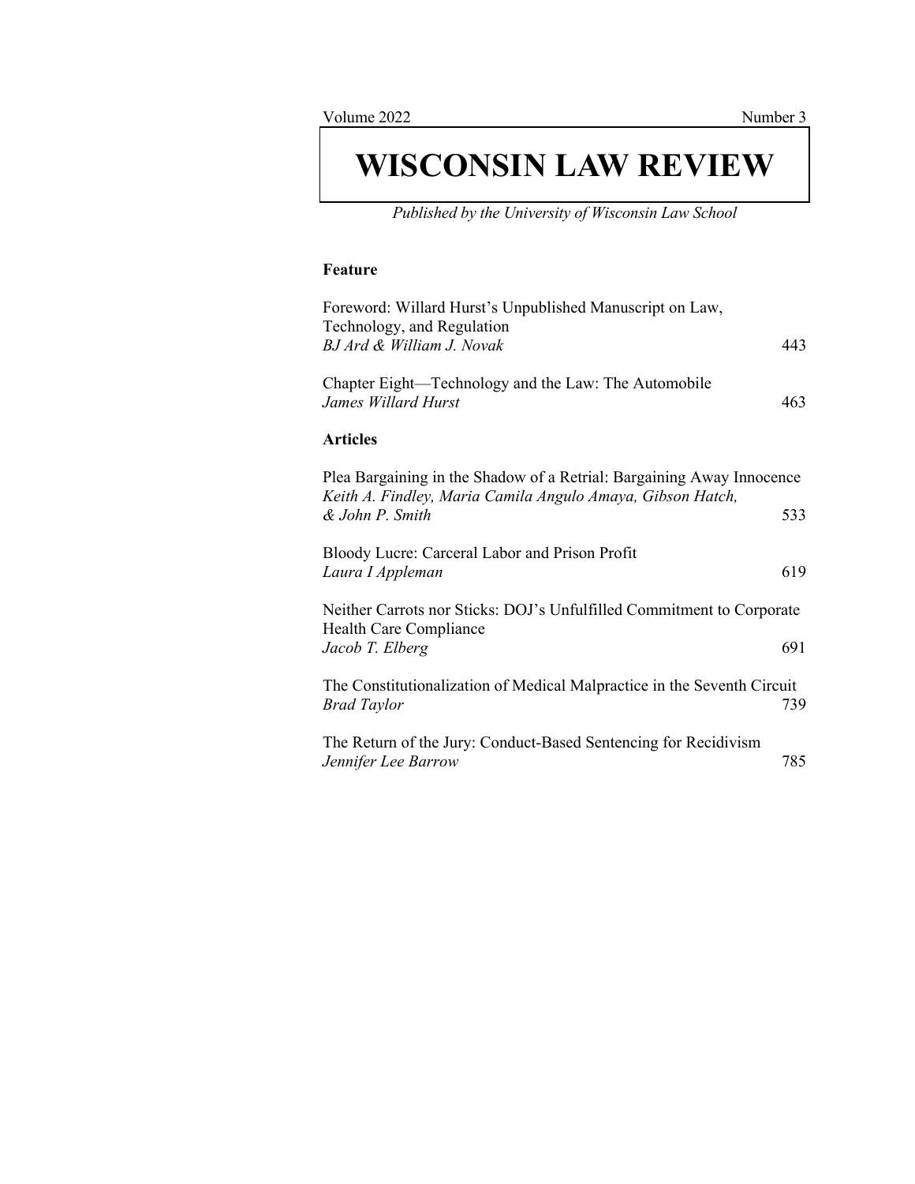Volume 2022 Number 3

# WISCONSIN LAW REVIEW

*Published by the University of Wisconsin Law School*

### Feature

Foreword: Willard Hurst's Unpublished Manuscript on Law, Technology, and Regulation
*BJ Ard & William J. Novak* 443

Chapter Eight—Technology and the Law: The Automobile
*James Willard Hurst* 463

### Articles

Plea Bargaining in the Shadow of a Retrial: Bargaining Away Innocence
*Keith A. Findley, Maria Camila Angulo Amaya, Gibson Hatch, & John P. Smith* 533

Bloody Lucre: Carceral Labor and Prison Profit
*Laura I Appleman* 619

Neither Carrots nor Sticks: DOJ's Unfulfilled Commitment to Corporate Health Care Compliance
*Jacob T. Elberg* 691

The Constitutionalization of Medical Malpractice in the Seventh Circuit
*Brad Taylor* 739

The Return of the Jury: Conduct-Based Sentencing for Recidivism
*Jennifer Lee Barrow* 785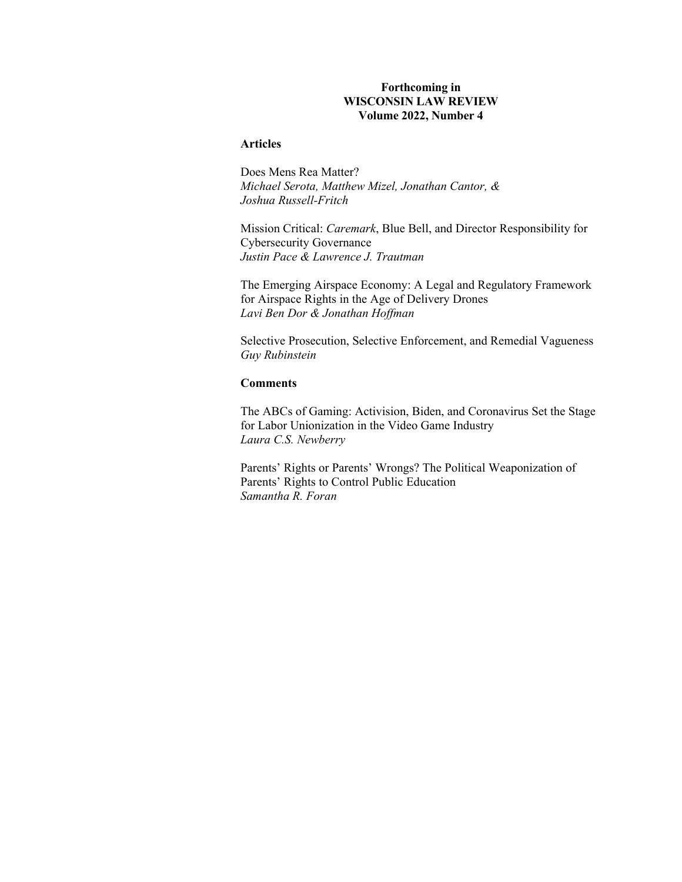**Forthcoming in**
**WISCONSIN LAW REVIEW**
**Volume 2022, Number 4**

## Articles

Does Mens Rea Matter?
*Michael Serota, Matthew Mizel, Jonathan Cantor, & Joshua Russell-Fritch*

Mission Critical: *Caremark*, Blue Bell, and Director Responsibility for Cybersecurity Governance
*Justin Pace & Lawrence J. Trautman*

The Emerging Airspace Economy: A Legal and Regulatory Framework for Airspace Rights in the Age of Delivery Drones
*Lavi Ben Dor & Jonathan Hoffman*

Selective Prosecution, Selective Enforcement, and Remedial Vagueness
*Guy Rubinstein*

## Comments

The ABCs of Gaming: Activision, Biden, and Coronavirus Set the Stage for Labor Unionization in the Video Game Industry
*Laura C.S. Newberry*

Parents' Rights or Parents' Wrongs? The Political Weaponization of Parents' Rights to Control Public Education
*Samantha R. Foran*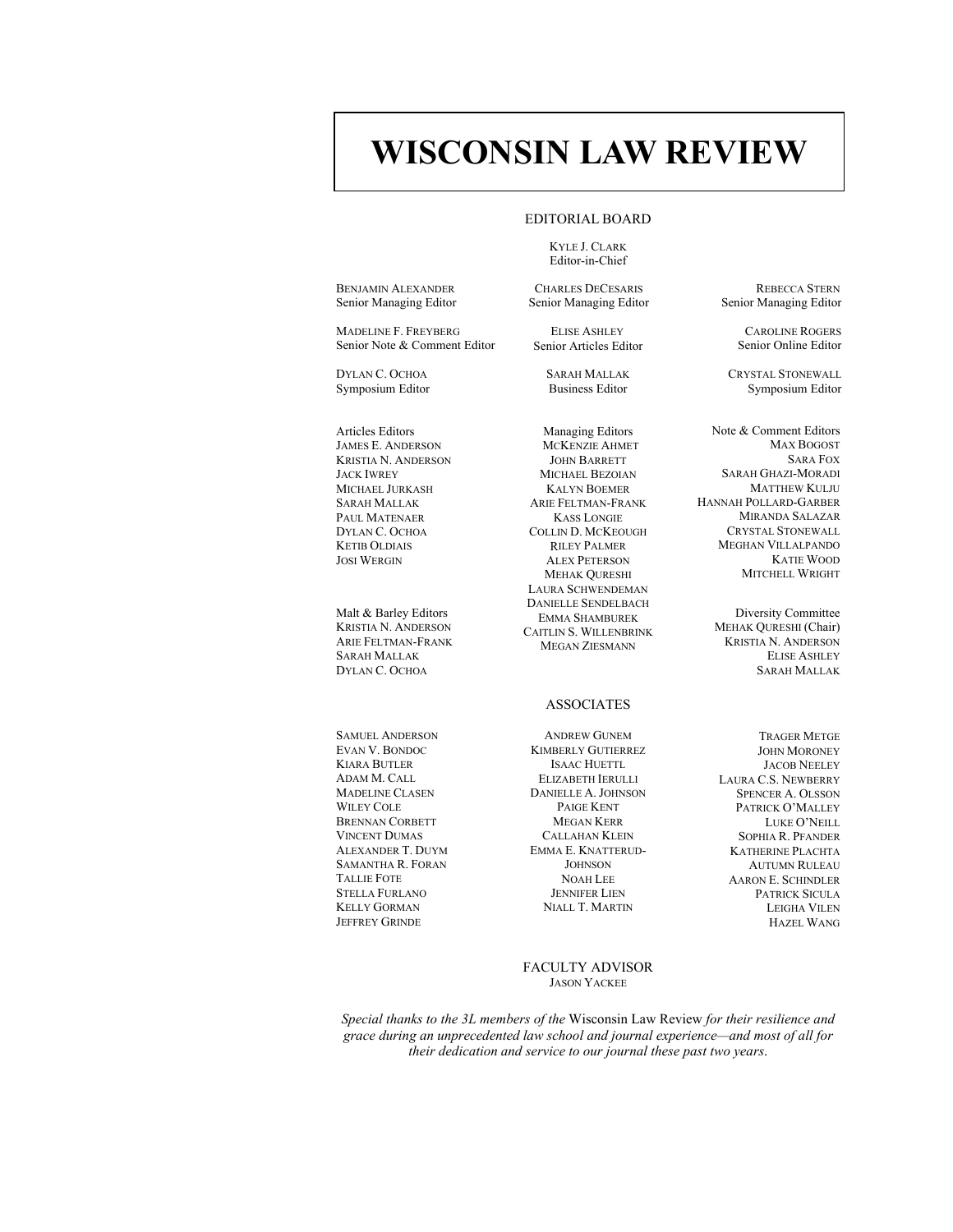# WISCONSIN LAW REVIEW

## EDITORIAL BOARD

KYLE J. CLARK
Editor-in-Chief

BENJAMIN ALEXANDER
Senior Managing Editor

CHARLES DECESARIS
Senior Managing Editor

REBECCA STERN
Senior Managing Editor

MADELINE F. FREYBERG
Senior Note & Comment Editor

ELISE ASHLEY
Senior Articles Editor

CAROLINE ROGERS
Senior Online Editor

DYLAN C. OCHOA
Symposium Editor

SARAH MALLAK
Business Editor

CRYSTAL STONEWALL
Symposium Editor

Articles Editors
JAMES E. ANDERSON
KRISTIA N. ANDERSON
JACK IWREY
MICHAEL JURKASH
SARAH MALLAK
PAUL MATENAER
DYLAN C. OCHOA
KETIB OLDIAIS
JOSI WERGIN

Malt & Barley Editors
KRISTIA N. ANDERSON
ARIE FELTMAN-FRANK
SARAH MALLAK
DYLAN C. OCHOA

Managing Editors
MCKENZIE AHMET
JOHN BARRETT
MICHAEL BEZOIAN
KALYN BOEMER
ARIE FELTMAN-FRANK
KASS LONGIE
COLLIN D. MCKEOUGH
RILEY PALMER
ALEX PETERSON
MEHAK QURESHI
LAURA SCHWENDEMAN
DANIELLE SENDELBACH
EMMA SHAMBUREK
CAITLIN S. WILLENBRINK
MEGAN ZIESMANN

Note & Comment Editors
MAX BOGOST
SARA FOX
SARAH GHAZI-MORADI
MATTHEW KULJU
HANNAH POLLARD-GARBER
MIRANDA SALAZAR
CRYSTAL STONEWALL
MEGHAN VILLALPANDO
KATIE WOOD
MITCHELL WRIGHT

Diversity Committee
MEHAK QURESHI (Chair)
KRISTIA N. ANDERSON
ELISE ASHLEY
SARAH MALLAK

## ASSOCIATES

SAMUEL ANDERSON
EVAN V. BONDOC
KIARA BUTLER
ADAM M. CALL
MADELINE CLASEN
WILEY COLE
BRENNAN CORBETT
VINCENT DUMAS
ALEXANDER T. DUYM
SAMANTHA R. FORAN
TALLIE FOTE
STELLA FURLANO
KELLY GORMAN
JEFFREY GRINDE

ANDREW GUNEM
KIMBERLY GUTIERREZ
ISAAC HUETTL
ELIZABETH IERULLI
DANIELLE A. JOHNSON
PAIGE KENT
MEGAN KERR
CALLAHAN KLEIN
EMMA E. KNATTERUD-JOHNSON
NOAH LEE
JENNIFER LIEN
NIALL T. MARTIN

TRAGER METGE
JOHN MORONEY
JACOB NEELEY
LAURA C.S. NEWBERRY
SPENCER A. OLSSON
PATRICK O'MALLEY
LUKE O'NEILL
SOPHIA R. PFANDER
KATHERINE PLACHTA
AUTUMN RULEAU
AARON E. SCHINDLER
PATRICK SICULA
LEIGHA VILEN
HAZEL WANG

## FACULTY ADVISOR

JASON YACKEE

*Special thanks to the 3L members of the* Wisconsin Law Review *for their resilience and grace during an unprecedented law school and journal experience—and most of all for their dedication and service to our journal these past two years.*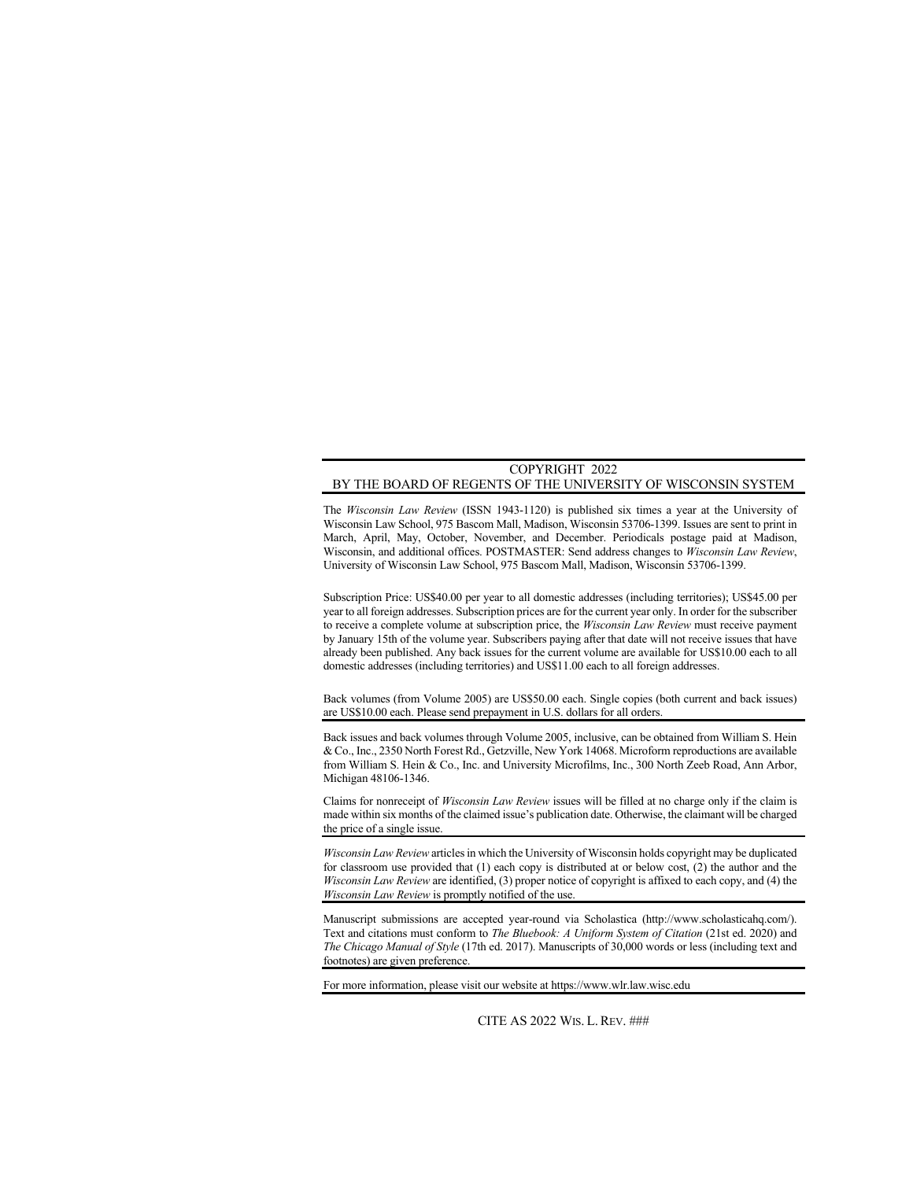COPYRIGHT 2022
BY THE BOARD OF REGENTS OF THE UNIVERSITY OF WISCONSIN SYSTEM

The *Wisconsin Law Review* (ISSN 1943-1120) is published six times a year at the University of Wisconsin Law School, 975 Bascom Mall, Madison, Wisconsin 53706-1399. Issues are sent to print in March, April, May, October, November, and December. Periodicals postage paid at Madison, Wisconsin, and additional offices. POSTMASTER: Send address changes to *Wisconsin Law Review*, University of Wisconsin Law School, 975 Bascom Mall, Madison, Wisconsin 53706-1399.

Subscription Price: US$40.00 per year to all domestic addresses (including territories); US$45.00 per year to all foreign addresses. Subscription prices are for the current year only. In order for the subscriber to receive a complete volume at subscription price, the *Wisconsin Law Review* must receive payment by January 15th of the volume year. Subscribers paying after that date will not receive issues that have already been published. Any back issues for the current volume are available for US$10.00 each to all domestic addresses (including territories) and US$11.00 each to all foreign addresses.

Back volumes (from Volume 2005) are US$50.00 each. Single copies (both current and back issues) are US$10.00 each. Please send prepayment in U.S. dollars for all orders.

Back issues and back volumes through Volume 2005, inclusive, can be obtained from William S. Hein & Co., Inc., 2350 North Forest Rd., Getzville, New York 14068. Microform reproductions are available from William S. Hein & Co., Inc. and University Microfilms, Inc., 300 North Zeeb Road, Ann Arbor, Michigan 48106-1346.

Claims for nonreceipt of *Wisconsin Law Review* issues will be filled at no charge only if the claim is made within six months of the claimed issue's publication date. Otherwise, the claimant will be charged the price of a single issue.

*Wisconsin Law Review* articles in which the University of Wisconsin holds copyright may be duplicated for classroom use provided that (1) each copy is distributed at or below cost, (2) the author and the *Wisconsin Law Review* are identified, (3) proper notice of copyright is affixed to each copy, and (4) the *Wisconsin Law Review* is promptly notified of the use.

Manuscript submissions are accepted year-round via Scholastica (http://www.scholasticahq.com/). Text and citations must conform to *The Bluebook: A Uniform System of Citation* (21st ed. 2020) and *The Chicago Manual of Style* (17th ed. 2017). Manuscripts of 30,000 words or less (including text and footnotes) are given preference.

For more information, please visit our website at https://www.wlr.law.wisc.edu

CITE AS 2022 WIS. L. REV. ###